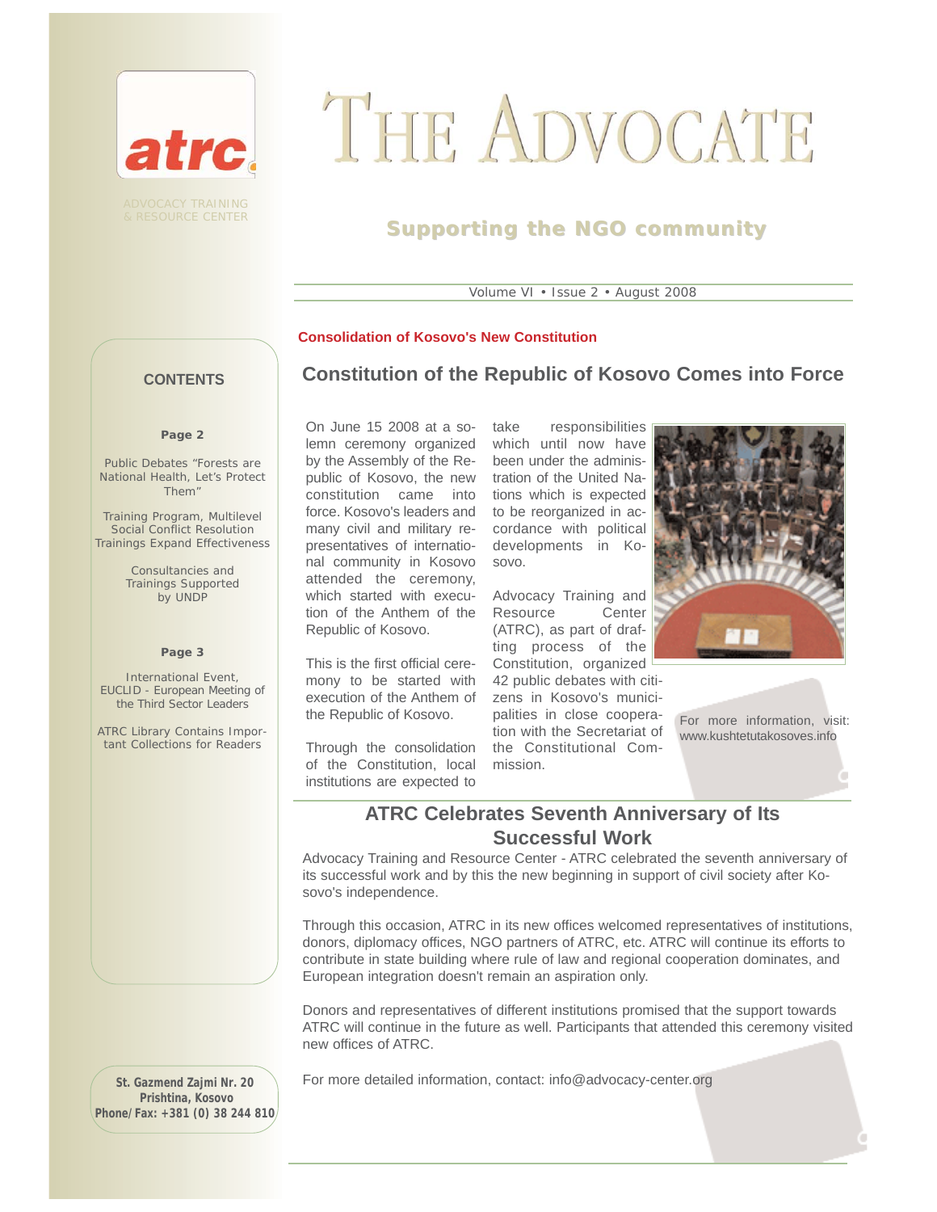atrc

ADVOCACY TRAINING & RESOURCE CENTER

# THE ADVOCATE

## Supporting the NGO community

Volume VI • Issue 2 • August 2008

**CONTENTS**

**Page 2**

Public Debates "Forests are National Health, Let's Protect Them"

Training Program, Multilevel Social Conflict Resolution Trainings Expand Effectiveness

Consultancies and Trainings Supported by UNDP

**Page 3**

International Event, EUCLID - European Meeting of the Third Sector Leaders

ATRC Library Contains Important Collections for Readers

**St. Gazmend Zajmi Nr. 20**
**Prishtina, Kosovo**
**Phone/Fax: +381 (0) 38 244 810**

**Consolidation of Kosovo's New Constitution**

## Constitution of the Republic of Kosovo Comes into Force

On June 15 2008 at a solemn ceremony organized by the Assembly of the Republic of Kosovo, the new constitution came into force. Kosovo's leaders and many civil and military representatives of international community in Kosovo attended the ceremony, which started with execution of the Anthem of the Republic of Kosovo.

This is the first official ceremony to be started with execution of the Anthem of the Republic of Kosovo.

Through the consolidation of the Constitution, local institutions are expected to take responsibilities which until now have been under the administration of the United Nations which is expected to be reorganized in accordance with political developments in Kosovo.

Advocacy Training and Resource Center (ATRC), as part of drafting process of the Constitution, organized 42 public debates with citizens in Kosovo's municipalities in close cooperation with the Secretariat of the Constitutional Commission.

For more information, visit: www.kushtetutakosoves.info

## ATRC Celebrates Seventh Anniversary of Its Successful Work

Advocacy Training and Resource Center - ATRC celebrated the seventh anniversary of its successful work and by this the new beginning in support of civil society after Kosovo's independence.

Through this occasion, ATRC in its new offices welcomed representatives of institutions, donors, diplomacy offices, NGO partners of ATRC, etc. ATRC will continue its efforts to contribute in state building where rule of law and regional cooperation dominates, and European integration doesn't remain an aspiration only.

Donors and representatives of different institutions promised that the support towards ATRC will continue in the future as well. Participants that attended this ceremony visited new offices of ATRC.

For more detailed information, contact: info@advocacy-center.org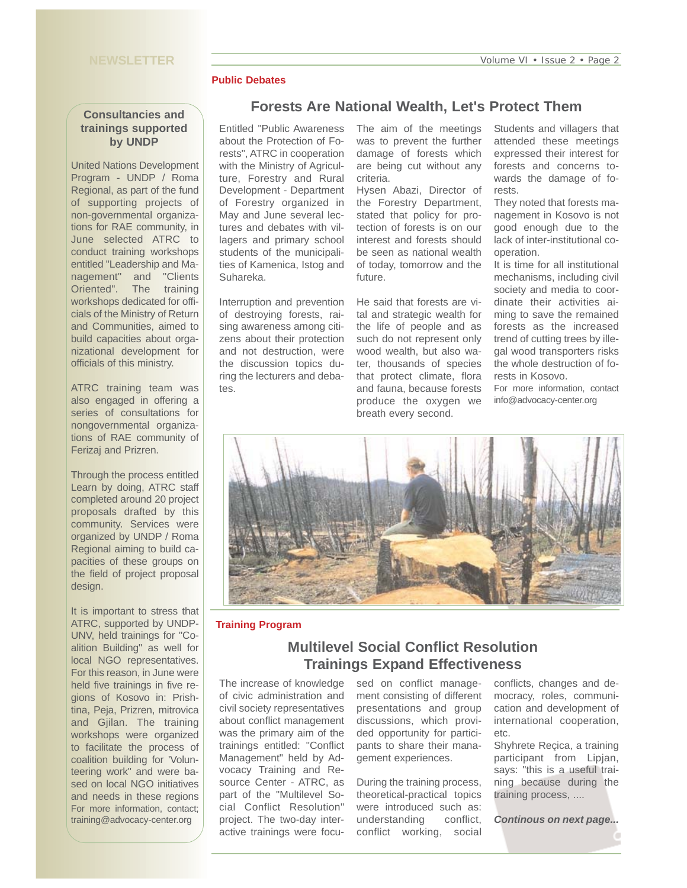## Consultancies and trainings supported by UNDP

United Nations Development Program - UNDP / Roma Regional, as part of the fund of supporting projects of non-governmental organizations for RAE community, in June selected ATRC to conduct training workshops entitled "Leadership and Management" and "Clients Oriented". The training workshops dedicated for officials of the Ministry of Return and Communities, aimed to build capacities about organizational development for officials of this ministry.

ATRC training team was also engaged in offering a series of consultations for nongovernmental organizations of RAE community of Ferizaj and Prizren.

Through the process entitled Learn by doing, ATRC staff completed around 20 project proposals drafted by this community. Services were organized by UNDP / Roma Regional aiming to build capacities of these groups on the field of project proposal design.

It is important to stress that ATRC, supported by UNDP-UNV, held trainings for "Coalition Building" as well for local NGO representatives. For this reason, in June were held five trainings in five regions of Kosovo in: Prishtina, Peja, Prizren, mitrovica and Gjilan. The training workshops were organized to facilitate the process of coalition building for 'Volunteering work" and were based on local NGO initiatives and needs in these regions

For more information, contact; training@advocacy-center.org

**Public Debates**

## Forests Are National Wealth, Let's Protect Them

Entitled "Public Awareness about the Protection of Forests", ATRC in cooperation with the Ministry of Agriculture, Forestry and Rural Development - Department of Forestry organized in May and June several lectures and debates with villagers and primary school students of the municipalities of Kamenica, Istog and Suhareka.

Interruption and prevention of destroying forests, raising awareness among citizens about their protection and not destruction, were the discussion topics during the lecturers and debates.

The aim of the meetings was to prevent the further damage of forests which are being cut without any criteria.

Hysen Abazi, Director of the Forestry Department, stated that policy for protection of forests is on our interest and forests should be seen as national wealth of today, tomorrow and the future.

He said that forests are vital and strategic wealth for the life of people and as such do not represent only wood wealth, but also water, thousands of species that protect climate, flora and fauna, because forests produce the oxygen we breath every second.

Students and villagers that attended these meetings expressed their interest for forests and concerns towards the damage of forests.

They noted that forests management in Kosovo is not good enough due to the lack of inter-institutional cooperation.

It is time for all institutional mechanisms, including civil society and media to coordinate their activities aiming to save the remained forests as the increased trend of cutting trees by illegal wood transporters risks the whole destruction of forests in Kosovo.

For more information, contact info@advocacy-center.org

**Training Program**

## Multilevel Social Conflict Resolution Trainings Expand Effectiveness

The increase of knowledge of civic administration and civil society representatives about conflict management was the primary aim of the trainings entitled: "Conflict Management" held by Advocacy Training and Resource Center - ATRC, as part of the "Multilevel Social Conflict Resolution" project. The two-day interactive trainings were focused on conflict management consisting of different presentations and group discussions, which provided opportunity for participants to share their management experiences.

During the training process, theoretical-practical topics were introduced such as: understanding conflict, conflict working, social conflicts, changes and democracy, roles, communication and development of international cooperation, etc.

Shyhrete Reçica, a training participant from Lipjan, says: "this is a useful training because during the training process, ....

***Continous on next page...***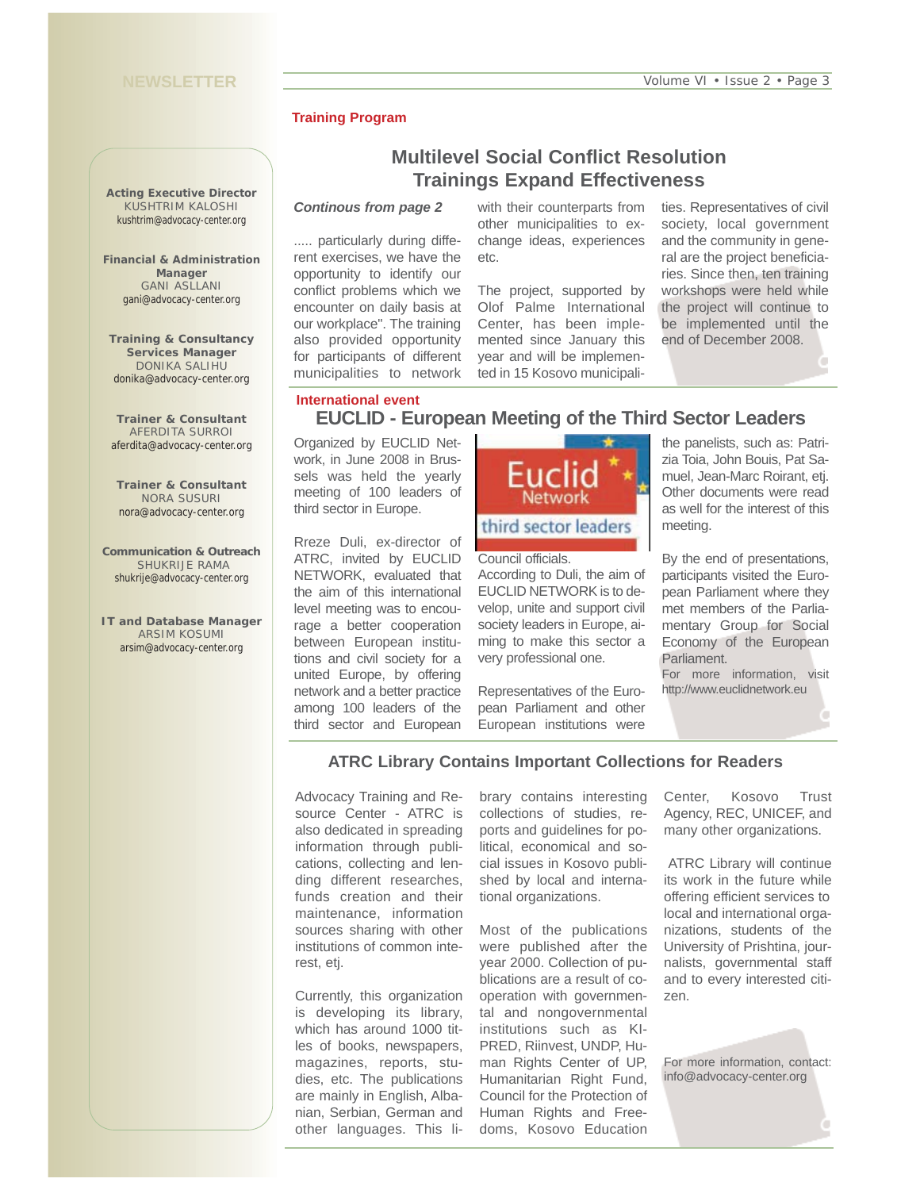**Acting Executive Director**
KUSHTRIM KALOSHI
kushtrim@advocacy-center.org

**Financial & Administration Manager**
GANI ASLLANI
gani@advocacy-center.org

**Training & Consultancy Services Manager**
DONIKA SALIHU
donika@advocacy-center.org

**Trainer & Consultant**
AFERDITA SURROI
aferdita@advocacy-center.org

**Trainer & Consultant**
NORA SUSURI
nora@advocacy-center.org

**Communication & Outreach**
SHUKRIJE RAMA
shukrije@advocacy-center.org

**IT and Database Manager**
ARSIM KOSUMI
arsim@advocacy-center.org

**Training Program**

## Multilevel Social Conflict Resolution Trainings Expand Effectiveness

***Continous from page 2***

..... particularly during different exercises, we have the opportunity to identify our conflict problems which we encounter on daily basis at our workplace". The training also provided opportunity for participants of different municipalities to network with their counterparts from other municipalities to exchange ideas, experiences etc.

The project, supported by Olof Palme International Center, has been implemented since January this year and will be implemented in 15 Kosovo municipalities. Representatives of civil society, local government and the community in general are the project beneficiaries. Since then, ten training workshops were held while the project will continue to be implemented until the end of December 2008.

**International event**

## EUCLID - European Meeting of the Third Sector Leaders

Organized by EUCLID Network, in June 2008 in Brussels was held the yearly meeting of 100 leaders of third sector in Europe.

Rreze Duli, ex-director of ATRC, invited by EUCLID NETWORK, evaluated that the aim of this international level meeting was to encourage a better cooperation between European institutions and civil society for a united Europe, by offering network and a better practice among 100 leaders of the third sector and European Council officials.

According to Duli, the aim of EUCLID NETWORK is to develop, unite and support civil society leaders in Europe, aiming to make this sector a very professional one.

Representatives of the European Parliament and other European institutions were the panelists, such as: Patrizia Toia, John Bouis, Pat Samuel, Jean-Marc Roirant, etj. Other documents were read as well for the interest of this meeting.

By the end of presentations, participants visited the European Parliament where they met members of the Parliamentary Group for Social Economy of the European Parliament.

For more information, visit http://www.euclidnetwork.eu

## ATRC Library Contains Important Collections for Readers

Advocacy Training and Resource Center - ATRC is also dedicated in spreading information through publications, collecting and lending different researches, funds creation and their maintenance, information sources sharing with other institutions of common interest, etj.

Currently, this organization is developing its library, which has around 1000 titles of books, newspapers, magazines, reports, studies, etc. The publications are mainly in English, Albanian, Serbian, German and other languages. This library contains interesting collections of studies, reports and guidelines for political, economical and social issues in Kosovo published by local and international organizations.

Most of the publications were published after the year 2000. Collection of publications are a result of cooperation with governmental and nongovernmental institutions such as KIPRED, Riinvest, UNDP, Human Rights Center of UP, Humanitarian Right Fund, Council for the Protection of Human Rights and Freedoms, Kosovo Education Center, Kosovo Trust Agency, REC, UNICEF, and many other organizations.

ATRC Library will continue its work in the future while offering efficient services to local and international organizations, students of the University of Prishtina, journalists, governmental staff and to every interested citizen.

For more information, contact: info@advocacy-center.org